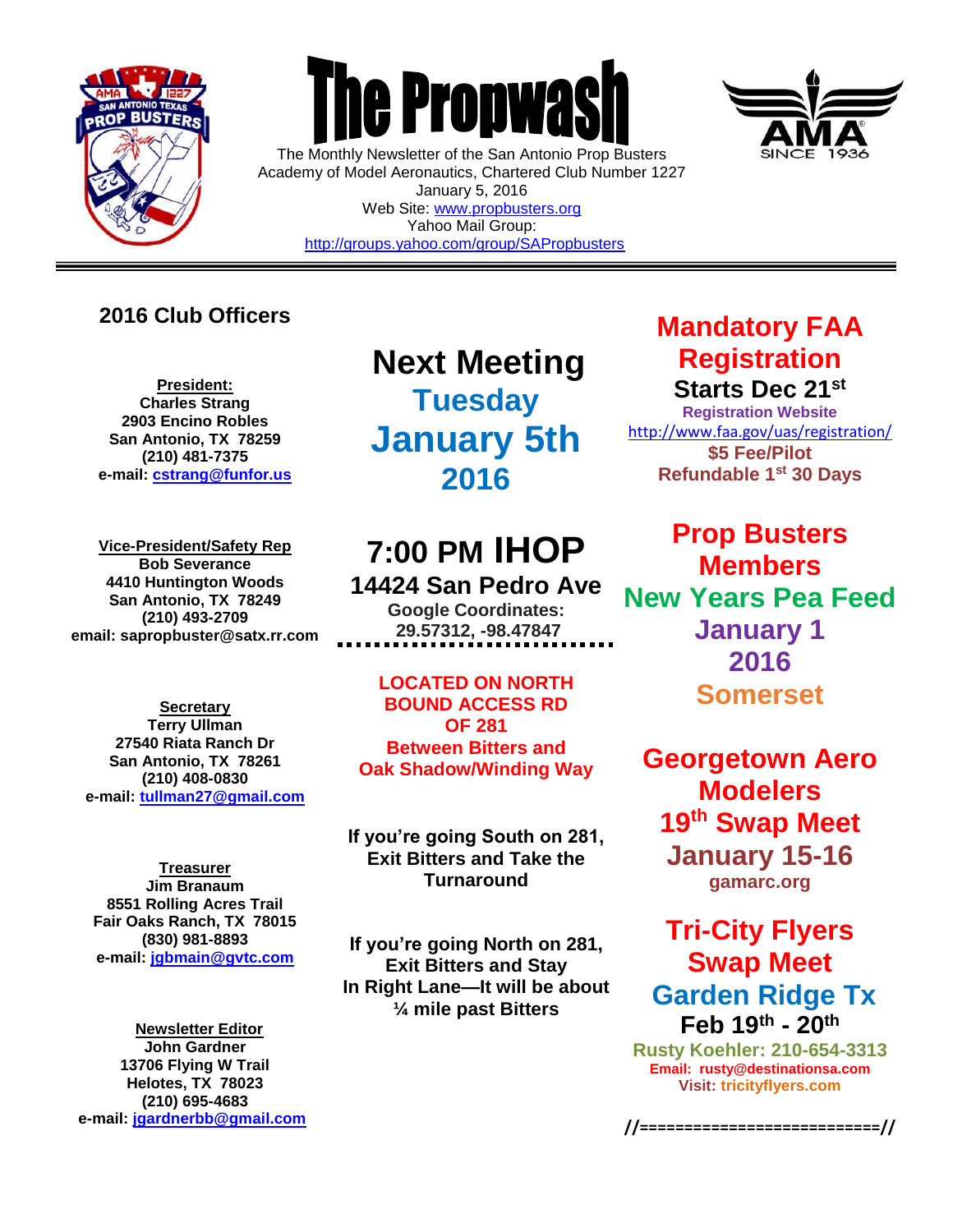# The Propwash

The Monthly Newsletter of the San Antonio Prop Busters
Academy of Model Aeronautics, Chartered Club Number 1227
January 5, 2016
Web Site: www.propbusters.org
Yahoo Mail Group:
http://groups.yahoo.com/group/SAPropbusters

---

## 2016 Club Officers

**President:**
**Charles Strang**
**2903 Encino Robles**
**San Antonio, TX 78259**
**(210) 481-7375**
**e-mail: cstrang@funfor.us**

**Vice-President/Safety Rep**
**Bob Severance**
**4410 Huntington Woods**
**San Antonio, TX 78249**
**(210) 493-2709**
**email: sapropbuster@satx.rr.com**

**Secretary**
**Terry Ullman**
**27540 Riata Ranch Dr**
**San Antonio, TX 78261**
**(210) 408-0830**
**e-mail: tullman27@gmail.com**

**Treasurer**
**Jim Branaum**
**8551 Rolling Acres Trail**
**Fair Oaks Ranch, TX 78015**
**(830) 981-8893**
**e-mail: jgbmain@gvtc.com**

**Newsletter Editor**
**John Gardner**
**13706 Flying W Trail**
**Helotes, TX 78023**
**(210) 695-4683**
**e-mail: jgardnerbb@gmail.com**

## Next Meeting

## Tuesday January 5th 2016

## 7:00 PM IHOP

**14424 San Pedro Ave**
**Google Coordinates:**
**29.57312, -98.47847**

**LOCATED ON NORTH BOUND ACCESS RD OF 281**
**Between Bitters and Oak Shadow/Winding Way**

**If you're going South on 281, Exit Bitters and Take the Turnaround**

**If you're going North on 281, Exit Bitters and Stay In Right Lane—It will be about ¼ mile past Bitters**

## Mandatory FAA Registration

**Starts Dec 21st**
**Registration Website**
http://www.faa.gov/uas/registration/
**$5 Fee/Pilot**
**Refundable 1st 30 Days**

## Prop Busters Members New Years Pea Feed

**January 1 2016**
**Somerset**

## Georgetown Aero Modelers 19th Swap Meet

**January 15-16**
**gamarc.org**

## Tri-City Flyers Swap Meet

**Garden Ridge Tx**
**Feb 19th - 20th**
**Rusty Koehler: 210-654-3313**
**Email: rusty@destinationsa.com**
**Visit: tricityflyers.com**

**//==========================//**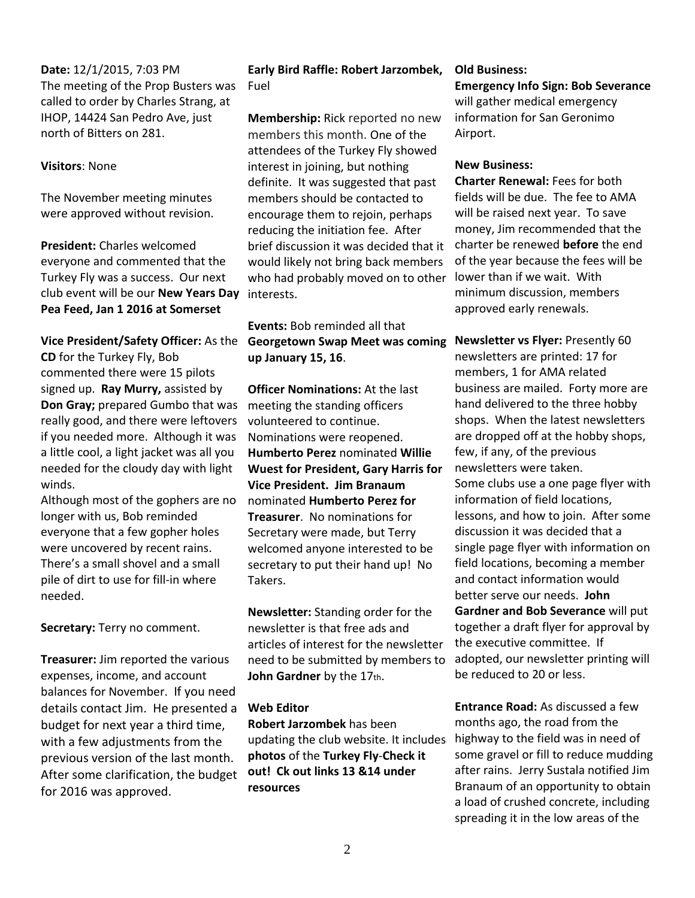**Date:** 12/1/2015, 7:03 PM
The meeting of the Prop Busters was called to order by Charles Strang, at IHOP, 14424 San Pedro Ave, just north of Bitters on 281.

**Visitors**: None

The November meeting minutes were approved without revision.

**President:** Charles welcomed everyone and commented that the Turkey Fly was a success. Our next club event will be our **New Years Day Pea Feed, Jan 1 2016 at Somerset**

**Vice President/Safety Officer:** As the **CD** for the Turkey Fly, Bob commented there were 15 pilots signed up. **Ray Murry,** assisted by **Don Gray;** prepared Gumbo that was really good, and there were leftovers if you needed more. Although it was a little cool, a light jacket was all you needed for the cloudy day with light winds.
Although most of the gophers are no longer with us, Bob reminded everyone that a few gopher holes were uncovered by recent rains. There's a small shovel and a small pile of dirt to use for fill-in where needed.

**Secretary:** Terry no comment.

**Treasurer:** Jim reported the various expenses, income, and account balances for November. If you need details contact Jim. He presented a budget for next year a third time, with a few adjustments from the previous version of the last month. After some clarification, the budget for 2016 was approved.

**Early Bird Raffle: Robert Jarzombek,** Fuel

**Membership:** Rick reported no new members this month. One of the attendees of the Turkey Fly showed interest in joining, but nothing definite. It was suggested that past members should be contacted to encourage them to rejoin, perhaps reducing the initiation fee. After brief discussion it was decided that it would likely not bring back members who had probably moved on to other interests.

**Events:** Bob reminded all that **Georgetown Swap Meet was coming up January 15, 16**.

**Officer Nominations:** At the last meeting the standing officers volunteered to continue. Nominations were reopened. **Humberto Perez** nominated **Willie Wuest for President, Gary Harris for Vice President. Jim Branaum** nominated **Humberto Perez for Treasurer**. No nominations for Secretary were made, but Terry welcomed anyone interested to be secretary to put their hand up! No Takers.

**Newsletter:** Standing order for the newsletter is that free ads and articles of interest for the newsletter need to be submitted by members to **John Gardner** by the 17th.

**Web Editor**
**Robert Jarzombek** has been updating the club website. It includes **photos** of the **Turkey Fly**-**Check it out! Ck out links 13 &14 under resources**

**Old Business:**
**Emergency Info Sign: Bob Severance** will gather medical emergency information for San Geronimo Airport.

**New Business:**
**Charter Renewal:** Fees for both fields will be due. The fee to AMA will be raised next year. To save money, Jim recommended that the charter be renewed **before** the end of the year because the fees will be lower than if we wait. With minimum discussion, members approved early renewals.

**Newsletter vs Flyer:** Presently 60 newsletters are printed: 17 for members, 1 for AMA related business are mailed. Forty more are hand delivered to the three hobby shops. When the latest newsletters are dropped off at the hobby shops, few, if any, of the previous newsletters were taken.
Some clubs use a one page flyer with information of field locations, lessons, and how to join. After some discussion it was decided that a single page flyer with information on field locations, becoming a member and contact information would better serve our needs. **John Gardner and Bob Severance** will put together a draft flyer for approval by the executive committee. If adopted, our newsletter printing will be reduced to 20 or less.

**Entrance Road:** As discussed a few months ago, the road from the highway to the field was in need of some gravel or fill to reduce mudding after rains. Jerry Sustala notified Jim Branaum of an opportunity to obtain a load of crushed concrete, including spreading it in the low areas of the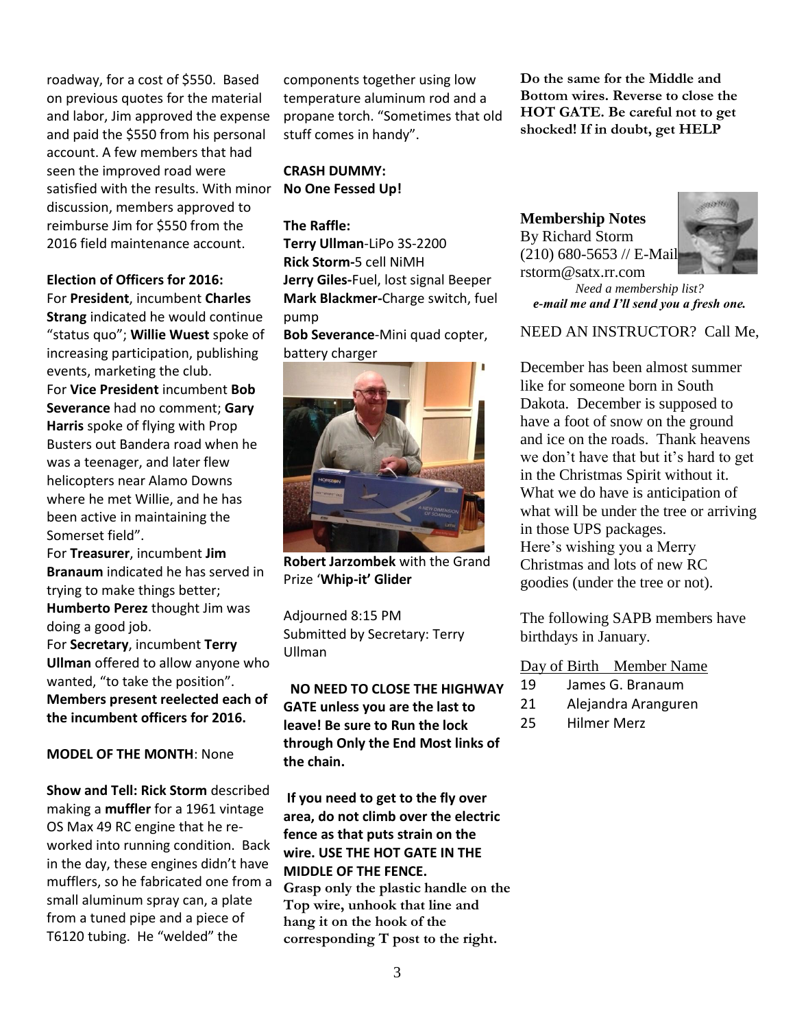roadway, for a cost of $550. Based on previous quotes for the material and labor, Jim approved the expense and paid the $550 from his personal account. A few members that had seen the improved road were satisfied with the results. With minor discussion, members approved to reimburse Jim for $550 from the 2016 field maintenance account.

**Election of Officers for 2016:**
For **President**, incumbent **Charles Strang** indicated he would continue "status quo"; **Willie Wuest** spoke of increasing participation, publishing events, marketing the club.
For **Vice President** incumbent **Bob Severance** had no comment; **Gary Harris** spoke of flying with Prop Busters out Bandera road when he was a teenager, and later flew helicopters near Alamo Downs where he met Willie, and he has been active in maintaining the Somerset field".
For **Treasurer**, incumbent **Jim Branaum** indicated he has served in trying to make things better; **Humberto Perez** thought Jim was doing a good job.
For **Secretary**, incumbent **Terry Ullman** offered to allow anyone who wanted, "to take the position".
**Members present reelected each of the incumbent officers for 2016.**

**MODEL OF THE MONTH**: None

**Show and Tell: Rick Storm** described making a **muffler** for a 1961 vintage OS Max 49 RC engine that he re-worked into running condition. Back in the day, these engines didn't have mufflers, so he fabricated one from a small aluminum spray can, a plate from a tuned pipe and a piece of T6120 tubing. He "welded" the components together using low temperature aluminum rod and a propane torch. "Sometimes that old stuff comes in handy".

**CRASH DUMMY:**
**No One Fessed Up!**

**The Raffle:**
**Terry Ullman**-LiPo 3S-2200
**Rick Storm-**5 cell NiMH
**Jerry Giles-**Fuel, lost signal Beeper
**Mark Blackmer-**Charge switch, fuel pump
**Bob Severance**-Mini quad copter, battery charger

**Robert Jarzombek** with the Grand Prize '**Whip-it' Glider**

Adjourned 8:15 PM
Submitted by Secretary: Terry Ullman

**NO NEED TO CLOSE THE HIGHWAY GATE unless you are the last to leave! Be sure to Run the lock through Only the End Most links of the chain.**

**If you need to get to the fly over area, do not climb over the electric fence as that puts strain on the wire. USE THE HOT GATE IN THE MIDDLE OF THE FENCE.**
**Grasp only the plastic handle on the Top wire, unhook that line and hang it on the hook of the corresponding T post to the right. Do the same for the Middle and Bottom wires. Reverse to close the HOT GATE. Be careful not to get shocked! If in doubt, get HELP**

**Membership Notes**
By Richard Storm
(210) 680-5653 // E-Mail
rstorm@satx.rr.com

*Need a membership list?*
***e-mail me and I'll send you a fresh one.***

NEED AN INSTRUCTOR? Call Me,

December has been almost summer like for someone born in South Dakota. December is supposed to have a foot of snow on the ground and ice on the roads. Thank heavens we don't have that but it's hard to get in the Christmas Spirit without it. What we do have is anticipation of what will be under the tree or arriving in those UPS packages.
Here's wishing you a Merry Christmas and lots of new RC goodies (under the tree or not).

The following SAPB members have birthdays in January.

| Day of Birth | Member Name |
|---|---|
| 19 | James G. Branaum |
| 21 | Alejandra Aranguren |
| 25 | Hilmer Merz |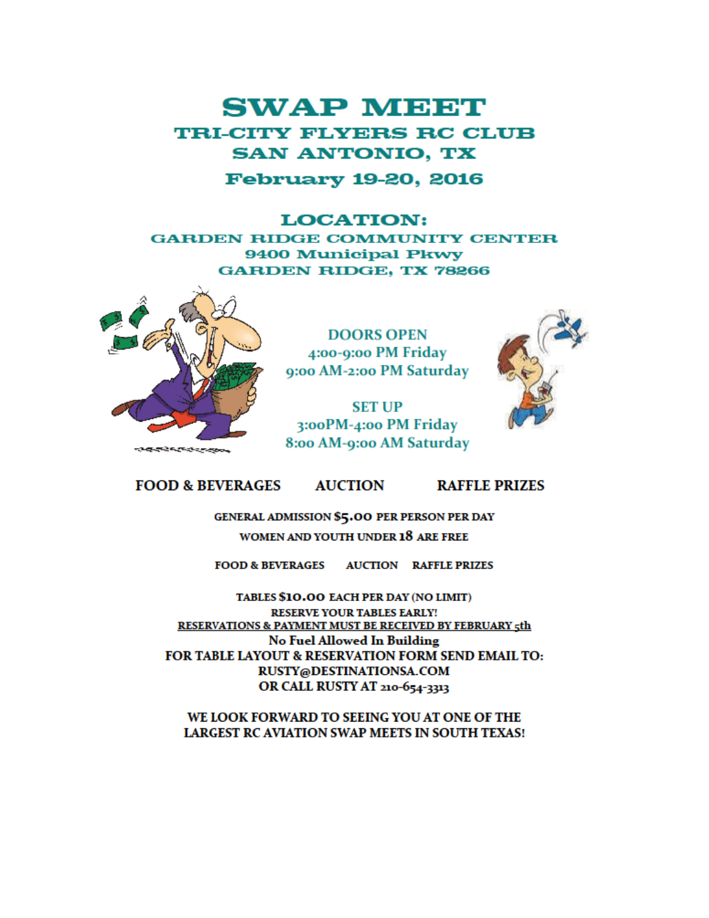# SWAP MEET

## TRI-CITY FLYERS RC CLUB

## SAN ANTONIO, TX

## February 19-20, 2016

## LOCATION:

**GARDEN RIDGE COMMUNITY CENTER**
**9400 Municipal Pkwy**
**GARDEN RIDGE, TX 78266**

DOORS OPEN
4:00-9:00 PM Friday
9:00 AM-2:00 PM Saturday

SET UP
3:00PM-4:00 PM Friday
8:00 AM-9:00 AM Saturday

**FOOD & BEVERAGES AUCTION RAFFLE PRIZES**

**GENERAL ADMISSION $5.00 PER PERSON PER DAY**
**WOMEN AND YOUTH UNDER 18 ARE FREE**

**FOOD & BEVERAGES AUCTION RAFFLE PRIZES**

**TABLES $10.00 EACH PER DAY (NO LIMIT)**
**RESERVE YOUR TABLES EARLY!**
**RESERVATIONS & PAYMENT MUST BE RECEIVED BY FEBRUARY 5th**
**No Fuel Allowed In Building**
**FOR TABLE LAYOUT & RESERVATION FORM SEND EMAIL TO:**
**RUSTY@DESTINATIONSA.COM**
**OR CALL RUSTY AT 210-654-3313**

**WE LOOK FORWARD TO SEEING YOU AT ONE OF THE LARGEST RC AVIATION SWAP MEETS IN SOUTH TEXAS!**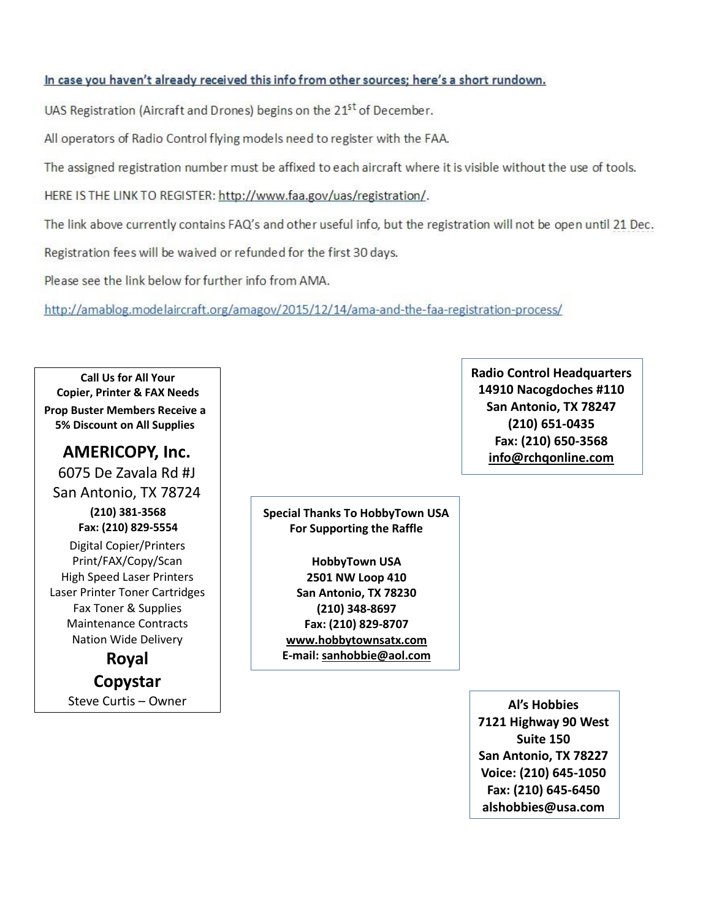In case you haven't already received this info from other sources; here's a short rundown.

UAS Registration (Aircraft and Drones) begins on the 21[st] of December.

All operators of Radio Control flying models need to register with the FAA.

The assigned registration number must be affixed to each aircraft where it is visible without the use of tools.

HERE IS THE LINK TO REGISTER: http://www.faa.gov/uas/registration/.

The link above currently contains FAQ's and other useful info, but the registration will not be open until 21 Dec.

Registration fees will be waived or refunded for the first 30 days.

Please see the link below for further info from AMA.

http://amablog.modelaircraft.org/amagov/2015/12/14/ama-and-the-faa-registration-process/

**Call Us for All Your Copier, Printer & FAX Needs**
**Prop Buster Members Receive a 5% Discount on All Supplies**

**AMERICOPY, Inc.**
6075 De Zavala Rd #J
San Antonio, TX 78724
**(210) 381-3568**
**Fax: (210) 829-5554**
Digital Copier/Printers
Print/FAX/Copy/Scan
High Speed Laser Printers
Laser Printer Toner Cartridges
Fax Toner & Supplies
Maintenance Contracts
Nation Wide Delivery
**Royal**
**Copystar**
Steve Curtis – Owner

**Radio Control Headquarters**
**14910 Nacogdoches #110**
**San Antonio, TX 78247**
**(210) 651-0435**
**Fax: (210) 650-3568**
**info@rchqonline.com**

**Special Thanks To HobbyTown USA For Supporting the Raffle**

**HobbyTown USA**
**2501 NW Loop 410**
**San Antonio, TX 78230**
**(210) 348-8697**
**Fax: (210) 829-8707**
**www.hobbytownsatx.com**
**E-mail: sanhobbie@aol.com**

**Al's Hobbies**
**7121 Highway 90 West**
**Suite 150**
**San Antonio, TX 78227**
**Voice: (210) 645-1050**
**Fax: (210) 645-6450**
**alshobbies@usa.com**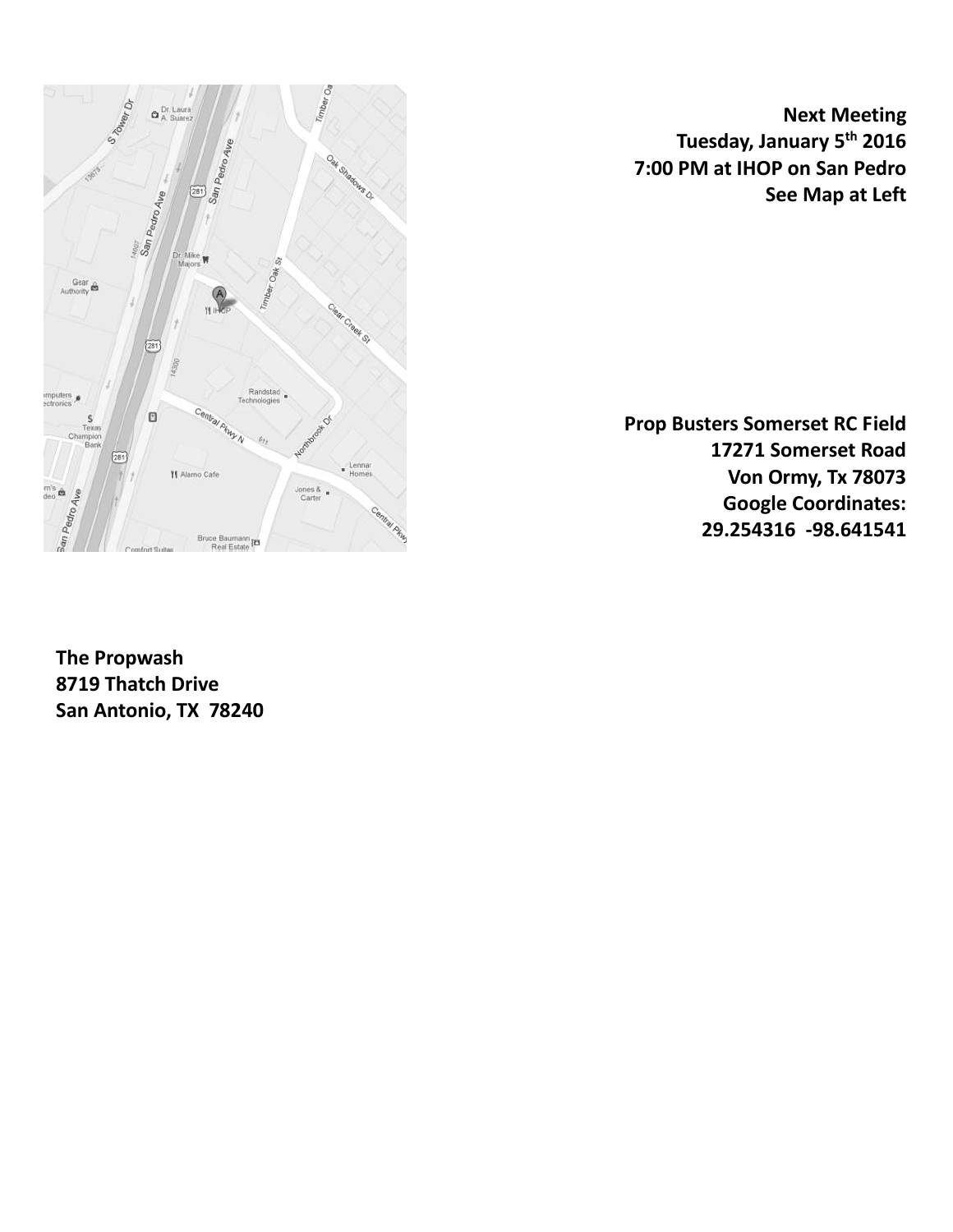**Next Meeting**
**Tuesday, January 5th 2016**
**7:00 PM at IHOP on San Pedro**
**See Map at Left**

**Prop Busters Somerset RC Field**
**17271 Somerset Road**
**Von Ormy, Tx 78073**
**Google Coordinates:**
**29.254316 -98.641541**

**The Propwash**
**8719 Thatch Drive**
**San Antonio, TX 78240**